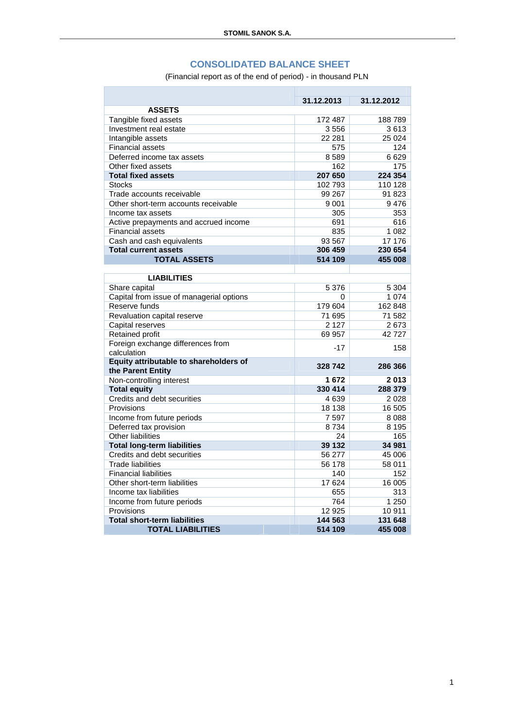# CONSOLIDATED BALANCE SHEET

(Financial report as of the end of period) - in thousand PLN

| | 31.12.2013 | 31.12.2012 |
|---|---|---|
| **ASSETS** | | |
| Tangible fixed assets | 172 487 | 188 789 |
| Investment real estate | 3 556 | 3 613 |
| Intangible assets | 22 281 | 25 024 |
| Financial assets | 575 | 124 |
| Deferred income tax assets | 8 589 | 6 629 |
| Other fixed assets | 162 | 175 |
| **Total fixed assets** | **207 650** | **224 354** |
| Stocks | 102 793 | 110 128 |
| Trade accounts receivable | 99 267 | 91 823 |
| Other short-term accounts receivable | 9 001 | 9 476 |
| Income tax assets | 305 | 353 |
| Active prepayments and accrued income | 691 | 616 |
| Financial assets | 835 | 1 082 |
| Cash and cash equivalents | 93 567 | 17 176 |
| **Total current assets** | **306 459** | **230 654** |
| **TOTAL ASSETS** | **514 109** | **455 008** |
| | | |
| **LIABILITIES** | | |
| Share capital | 5 376 | 5 304 |
| Capital from issue of managerial options | 0 | 1 074 |
| Reserve funds | 179 604 | 162 848 |
| Revaluation capital reserve | 71 695 | 71 582 |
| Capital reserves | 2 127 | 2 673 |
| Retained profit | 69 957 | 42 727 |
| Foreign exchange differences from calculation | -17 | 158 |
| **Equity attributable to shareholders of the Parent Entity** | **328 742** | **286 366** |
| Non-controlling interest | **1 672** | **2 013** |
| **Total equity** | **330 414** | **288 379** |
| Credits and debt securities | 4 639 | 2 028 |
| Provisions | 18 138 | 16 505 |
| Income from future periods | 7 597 | 8 088 |
| Deferred tax provision | 8 734 | 8 195 |
| Other liabilities | 24 | 165 |
| **Total long-term liabilities** | **39 132** | **34 981** |
| Credits and debt securities | 56 277 | 45 006 |
| Trade liabilities | 56 178 | 58 011 |
| Financial liabilities | 140 | 152 |
| Other short-term liabilities | 17 624 | 16 005 |
| Income tax liabilities | 655 | 313 |
| Income from future periods | 764 | 1 250 |
| Provisions | 12 925 | 10 911 |
| **Total short-term liabilities** | **144 563** | **131 648** |
| **TOTAL LIABILITIES** | **514 109** | **455 008** |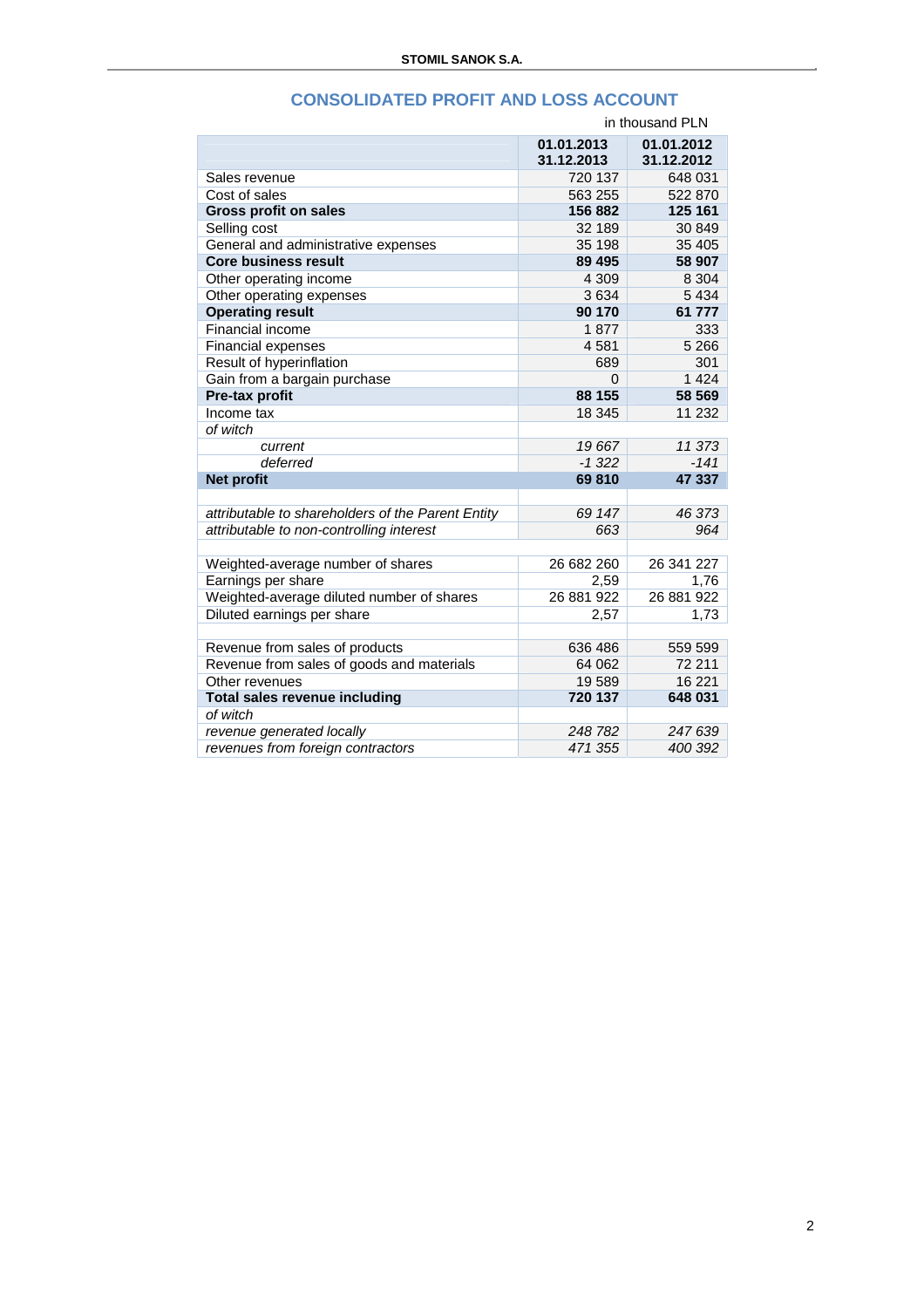## CONSOLIDATED PROFIT AND LOSS ACCOUNT

in thousand PLN

| | 01.01.2013 31.12.2013 | 01.01.2012 31.12.2012 |
|---|---|---|
| Sales revenue | 720 137 | 648 031 |
| Cost of sales | 563 255 | 522 870 |
| **Gross profit on sales** | **156 882** | **125 161** |
| Selling cost | 32 189 | 30 849 |
| General and administrative expenses | 35 198 | 35 405 |
| **Core business result** | **89 495** | **58 907** |
| Other operating income | 4 309 | 8 304 |
| Other operating expenses | 3 634 | 5 434 |
| **Operating result** | **90 170** | **61 777** |
| Financial income | 1 877 | 333 |
| Financial expenses | 4 581 | 5 266 |
| Result of hyperinflation | 689 | 301 |
| Gain from a bargain purchase | 0 | 1 424 |
| **Pre-tax profit** | **88 155** | **58 569** |
| Income tax | 18 345 | 11 232 |
| *of witch* | | |
| *current* | *19 667* | *11 373* |
| *deferred* | *-1 322* | *-141* |
| **Net profit** | **69 810** | **47 337** |
| | | |
| *attributable to shareholders of the Parent Entity* | *69 147* | *46 373* |
| *attributable to non-controlling interest* | *663* | *964* |
| | | |
| Weighted-average number of shares | 26 682 260 | 26 341 227 |
| Earnings per share | 2,59 | 1,76 |
| Weighted-average diluted number of shares | 26 881 922 | 26 881 922 |
| Diluted earnings per share | 2,57 | 1,73 |
| | | |
| Revenue from sales of products | 636 486 | 559 599 |
| Revenue from sales of goods and materials | 64 062 | 72 211 |
| Other revenues | 19 589 | 16 221 |
| **Total sales revenue including** | **720 137** | **648 031** |
| *of witch* | | |
| *revenue generated locally* | *248 782* | *247 639* |
| *revenues from foreign contractors* | *471 355* | *400 392* |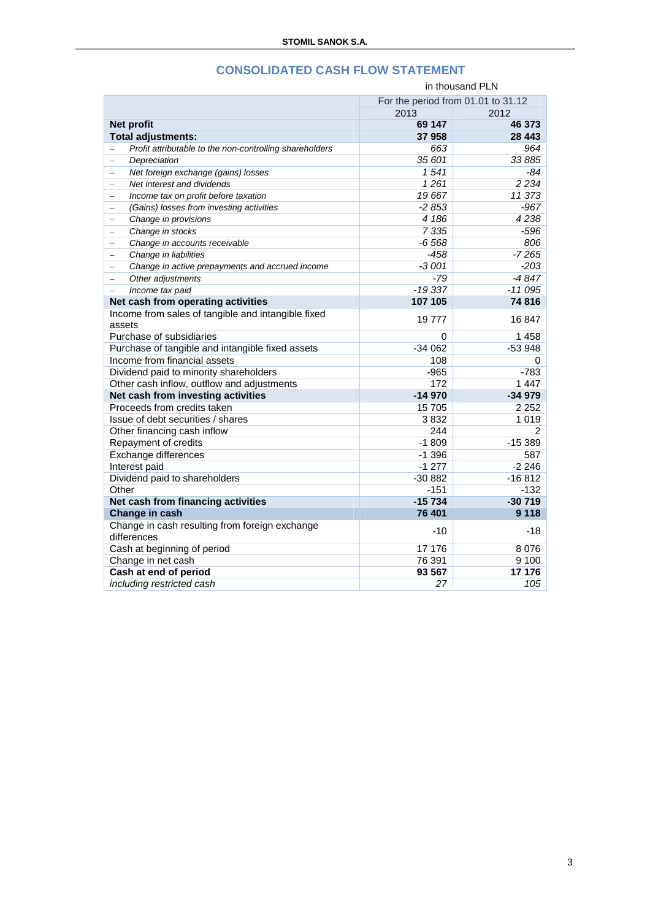## CONSOLIDATED CASH FLOW STATEMENT

in thousand PLN

| | For the period from 01.01 to 31.12 | |
|---|---|---|
| | 2013 | 2012 |
| **Net profit** | **69 147** | **46 373** |
| **Total adjustments:** | **37 958** | **28 443** |
| – *Profit attributable to the non-controlling shareholders* | *663* | *964* |
| – *Depreciation* | *35 601* | *33 885* |
| – *Net foreign exchange (gains) losses* | *1 541* | *-84* |
| – *Net interest and dividends* | *1 261* | *2 234* |
| – *Income tax on profit before taxation* | *19 667* | *11 373* |
| – *(Gains) losses from investing activities* | *-2 853* | *-967* |
| – *Change in provisions* | *4 186* | *4 238* |
| – *Change in stocks* | *7 335* | *-596* |
| – *Change in accounts receivable* | *-6 568* | *806* |
| – *Change in liabilities* | *-458* | *-7 265* |
| – *Change in active prepayments and accrued income* | *-3 001* | *-203* |
| – *Other adjustments* | *-79* | *-4 847* |
| – *Income tax paid* | *-19 337* | *-11 095* |
| **Net cash from operating activities** | **107 105** | **74 816** |
| Income from sales of tangible and intangible fixed assets | 19 777 | 16 847 |
| Purchase of subsidiaries | 0 | 1 458 |
| Purchase of tangible and intangible fixed assets | -34 062 | -53 948 |
| Income from financial assets | 108 | 0 |
| Dividend paid to minority shareholders | -965 | -783 |
| Other cash inflow, outflow and adjustments | 172 | 1 447 |
| **Net cash from investing activities** | **-14 970** | **-34 979** |
| Proceeds from credits taken | 15 705 | 2 252 |
| Issue of debt securities / shares | 3 832 | 1 019 |
| Other financing cash inflow | 244 | 2 |
| Repayment of credits | -1 809 | -15 389 |
| Exchange differences | -1 396 | 587 |
| Interest paid | -1 277 | -2 246 |
| Dividend paid to shareholders | -30 882 | -16 812 |
| Other | -151 | -132 |
| **Net cash from financing activities** | **-15 734** | **-30 719** |
| **Change in cash** | **76 401** | **9 118** |
| Change in cash resulting from foreign exchange differences | -10 | -18 |
| Cash at beginning of period | 17 176 | 8 076 |
| Change in net cash | 76 391 | 9 100 |
| **Cash at end of period** | **93 567** | **17 176** |
| *including restricted cash* | *27* | *105* |